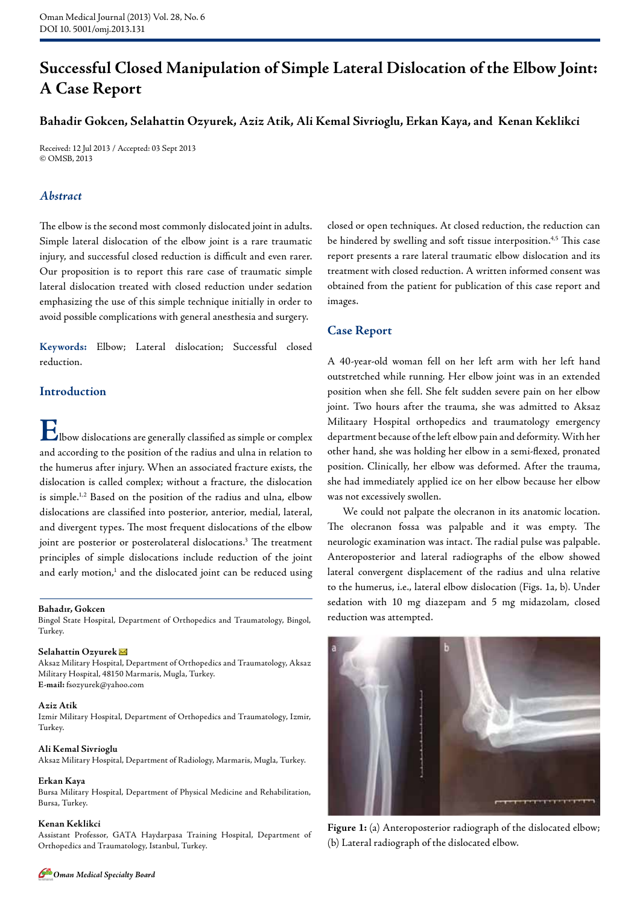# Successful Closed Manipulation of Simple Lateral Dislocation of the Elbow Joint: A Case Report

**Bahadir Gokcen, Selahattin Ozyurek, Aziz Atik, Ali Kemal Sivrioglu, Erkan Kaya, and Kenan Keklikci**

Received: 12 Jul 2013 / Accepted: 03 Sept 2013
© OMSB, 2013

## *Abstract*

The elbow is the second most commonly dislocated joint in adults. Simple lateral dislocation of the elbow joint is a rare traumatic injury, and successful closed reduction is difficult and even rarer. Our proposition is to report this rare case of traumatic simple lateral dislocation treated with closed reduction under sedation emphasizing the use of this simple technique initially in order to avoid possible complications with general anesthesia and surgery.

**Keywords:** Elbow; Lateral dislocation; Successful closed reduction.

## Introduction

Elbow dislocations are generally classified as simple or complex and according to the position of the radius and ulna in relation to the humerus after injury. When an associated fracture exists, the dislocation is called complex; without a fracture, the dislocation is simple.[1,2] Based on the position of the radius and ulna, elbow dislocations are classified into posterior, anterior, medial, lateral, and divergent types. The most frequent dislocations of the elbow joint are posterior or posterolateral dislocations.[3] The treatment principles of simple dislocations include reduction of the joint and early motion,[1] and the dislocated joint can be reduced using closed or open techniques. At closed reduction, the reduction can be hindered by swelling and soft tissue interposition.[4,5] This case report presents a rare lateral traumatic elbow dislocation and its treatment with closed reduction. A written informed consent was obtained from the patient for publication of this case report and images.

**Bahadır, Gokcen**
Bingol State Hospital, Department of Orthopedics and Traumatology, Bingol, Turkey.

**Selahattin Ozyurek**
Aksaz Military Hospital, Department of Orthopedics and Traumatology, Aksaz Military Hospital, 48150 Marmaris, Mugla, Turkey.
**E-mail:** fsozyurek@yahoo.com

**Aziz Atik**
Izmir Military Hospital, Department of Orthopedics and Traumatology, Izmir, Turkey.

**Ali Kemal Sivrioglu**
Aksaz Military Hospital, Department of Radiology, Marmaris, Mugla, Turkey.

**Erkan Kaya**
Bursa Military Hospital, Department of Physical Medicine and Rehabilitation, Bursa, Turkey.

**Kenan Keklikci**
Assistant Professor, GATA Haydarpasa Training Hospital, Department of Orthopedics and Traumatology, Istanbul, Turkey.

## Case Report

A 40-year-old woman fell on her left arm with her left hand outstretched while running. Her elbow joint was in an extended position when she fell. She felt sudden severe pain on her elbow joint. Two hours after the trauma, she was admitted to Aksaz Militaary Hospital orthopedics and traumatology emergency department because of the left elbow pain and deformity. With her other hand, she was holding her elbow in a semi-flexed, pronated position. Clinically, her elbow was deformed. After the trauma, she had immediately applied ice on her elbow because her elbow was not excessively swollen.

We could not palpate the olecranon in its anatomic location. The olecranon fossa was palpable and it was empty. The neurologic examination was intact. The radial pulse was palpable. Anteroposterior and lateral radiographs of the elbow showed lateral convergent displacement of the radius and ulna relative to the humerus, i.e., lateral elbow dislocation (Figs. 1a, b). Under sedation with 10 mg diazepam and 5 mg midazolam, closed reduction was attempted.

**Figure 1:** (a) Anteroposterior radiograph of the dislocated elbow; (b) Lateral radiograph of the dislocated elbow.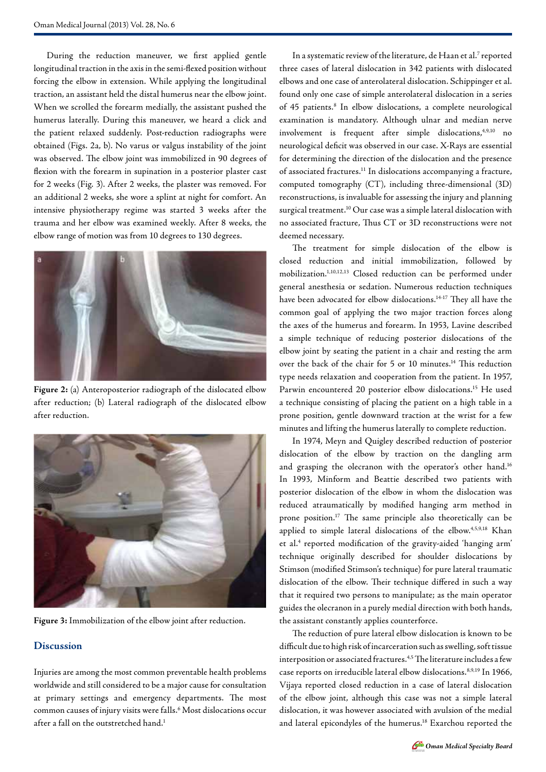During the reduction maneuver, we first applied gentle longitudinal traction in the axis in the semi-flexed position without forcing the elbow in extension. While applying the longitudinal traction, an assistant held the distal humerus near the elbow joint. When we scrolled the forearm medially, the assistant pushed the humerus laterally. During this maneuver, we heard a click and the patient relaxed suddenly. Post-reduction radiographs were obtained (Figs. 2a, b). No varus or valgus instability of the joint was observed. The elbow joint was immobilized in 90 degrees of flexion with the forearm in supination in a posterior plaster cast for 2 weeks (Fig. 3). After 2 weeks, the plaster was removed. For an additional 2 weeks, she wore a splint at night for comfort. An intensive physiotherapy regime was started 3 weeks after the trauma and her elbow was examined weekly. After 8 weeks, the elbow range of motion was from 10 degrees to 130 degrees.

**Figure 2:** (a) Anteroposterior radiograph of the dislocated elbow after reduction; (b) Lateral radiograph of the dislocated elbow after reduction.

**Figure 3:** Immobilization of the elbow joint after reduction.

## Discussion

Injuries are among the most common preventable health problems worldwide and still considered to be a major cause for consultation at primary settings and emergency departments. The most common causes of injury visits were falls.[6] Most dislocations occur after a fall on the outstretched hand.[1]

In a systematic review of the literature, de Haan et al.[7] reported three cases of lateral dislocation in 342 patients with dislocated elbows and one case of anterolateral dislocation. Schippinger et al. found only one case of simple anterolateral dislocation in a series of 45 patients.[8] In elbow dislocations, a complete neurological examination is mandatory. Although ulnar and median nerve involvement is frequent after simple dislocations,[4,9,10] no neurological deficit was observed in our case. X-Rays are essential for determining the direction of the dislocation and the presence of associated fractures.[11] In dislocations accompanying a fracture, computed tomography (CT), including three-dimensional (3D) reconstructions, is invaluable for assessing the injury and planning surgical treatment.[10] Our case was a simple lateral dislocation with no associated fracture, Thus CT or 3D reconstructions were not deemed necessary.

The treatment for simple dislocation of the elbow is closed reduction and initial immobilization, followed by mobilization.[1,10,12,13] Closed reduction can be performed under general anesthesia or sedation. Numerous reduction techniques have been advocated for elbow dislocations.[14-17] They all have the common goal of applying the two major traction forces along the axes of the humerus and forearm. In 1953, Lavine described a simple technique of reducing posterior dislocations of the elbow joint by seating the patient in a chair and resting the arm over the back of the chair for 5 or 10 minutes.[14] This reduction type needs relaxation and cooperation from the patient. In 1957, Parwin encountered 20 posterior elbow dislocations.[15] He used a technique consisting of placing the patient on a high table in a prone position, gentle downward traction at the wrist for a few minutes and lifting the humerus laterally to complete reduction.

In 1974, Meyn and Quigley described reduction of posterior dislocation of the elbow by traction on the dangling arm and grasping the olecranon with the operator's other hand.[16] In 1993, Minform and Beattie described two patients with posterior dislocation of the elbow in whom the dislocation was reduced atraumatically by modified hanging arm method in prone position.[17] The same principle also theoretically can be applied to simple lateral dislocations of the elbow.[4,5,9,18] Khan et al.[4] reported modification of the gravity-aided 'hanging arm' technique originally described for shoulder dislocations by Stimson (modified Stimson's technique) for pure lateral traumatic dislocation of the elbow. Their technique differed in such a way that it required two persons to manipulate; as the main operator guides the olecranon in a purely medial direction with both hands, the assistant constantly applies counterforce.

The reduction of pure lateral elbow dislocation is known to be difficult due to high risk of incarceration such as swelling, soft tissue interposition or associated fractures.[4,5] The literature includes a few case reports on irreducible lateral elbow dislocations.[8,9,19] In 1966, Vijaya reported closed reduction in a case of lateral dislocation of the elbow joint, although this case was not a simple lateral dislocation, it was however associated with avulsion of the medial and lateral epicondyles of the humerus.[18] Exarchou reported the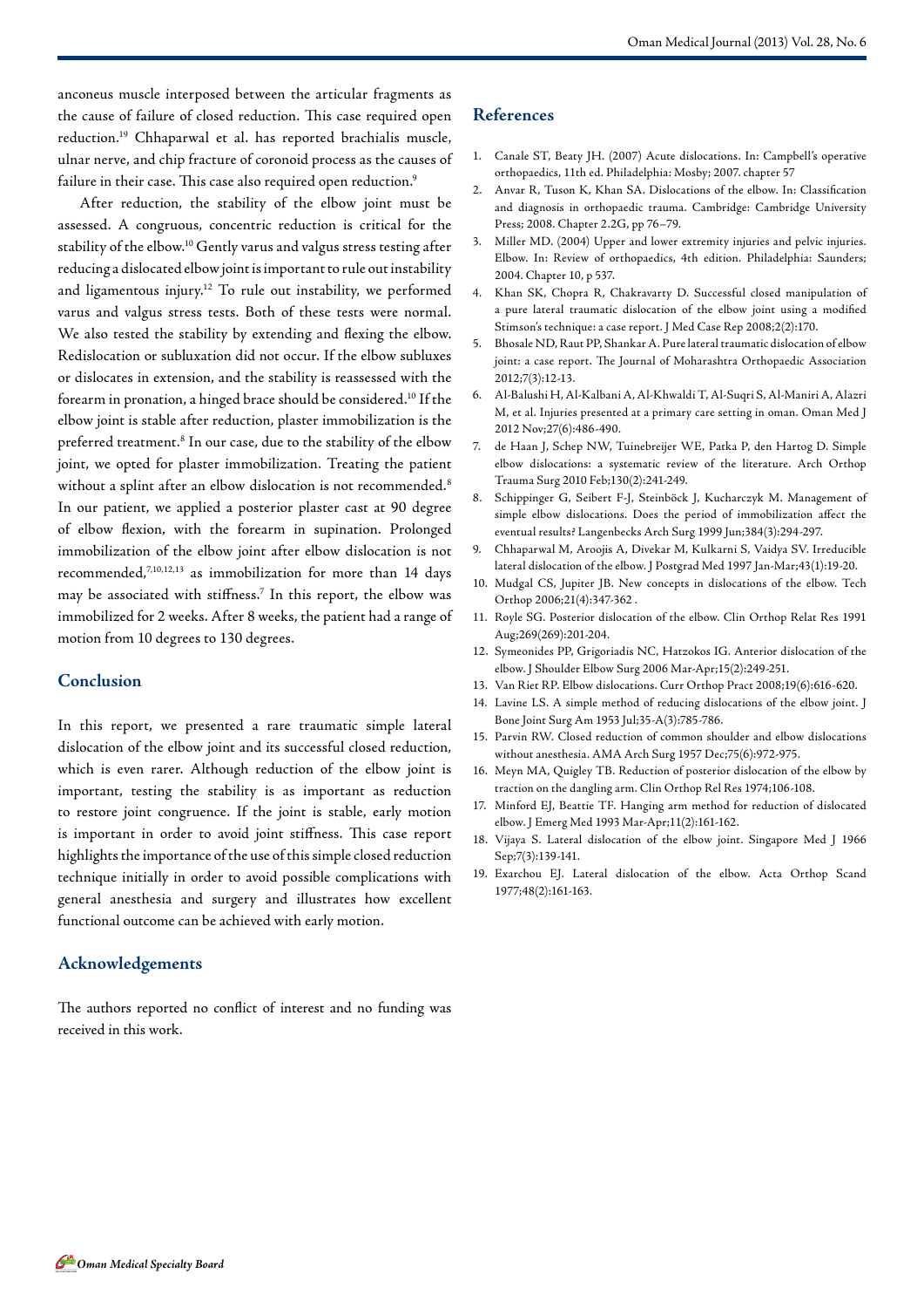anconeus muscle interposed between the articular fragments as the cause of failure of closed reduction. This case required open reduction.[19] Chhaparwal et al. has reported brachialis muscle, ulnar nerve, and chip fracture of coronoid process as the causes of failure in their case. This case also required open reduction.[9]

After reduction, the stability of the elbow joint must be assessed. A congruous, concentric reduction is critical for the stability of the elbow.[10] Gently varus and valgus stress testing after reducing a dislocated elbow joint is important to rule out instability and ligamentous injury.[12] To rule out instability, we performed varus and valgus stress tests. Both of these tests were normal. We also tested the stability by extending and flexing the elbow. Redislocation or subluxation did not occur. If the elbow subluxes or dislocates in extension, and the stability is reassessed with the forearm in pronation, a hinged brace should be considered.[10] If the elbow joint is stable after reduction, plaster immobilization is the preferred treatment.[8] In our case, due to the stability of the elbow joint, we opted for plaster immobilization. Treating the patient without a splint after an elbow dislocation is not recommended.[8] In our patient, we applied a posterior plaster cast at 90 degree of elbow flexion, with the forearm in supination. Prolonged immobilization of the elbow joint after elbow dislocation is not recommended,[7,10,12,13] as immobilization for more than 14 days may be associated with stiffness.[7] In this report, the elbow was immobilized for 2 weeks. After 8 weeks, the patient had a range of motion from 10 degrees to 130 degrees.

## Conclusion

In this report, we presented a rare traumatic simple lateral dislocation of the elbow joint and its successful closed reduction, which is even rarer. Although reduction of the elbow joint is important, testing the stability is as important as reduction to restore joint congruence. If the joint is stable, early motion is important in order to avoid joint stiffness. This case report highlights the importance of the use of this simple closed reduction technique initially in order to avoid possible complications with general anesthesia and surgery and illustrates how excellent functional outcome can be achieved with early motion.

## Acknowledgements

The authors reported no conflict of interest and no funding was received in this work.

## References

1. Canale ST, Beaty JH. (2007) Acute dislocations. In: Campbell's operative orthopaedics, 11th ed. Philadelphia: Mosby; 2007. chapter 57
2. Anvar R, Tuson K, Khan SA. Dislocations of the elbow. In: Classification and diagnosis in orthopaedic trauma. Cambridge: Cambridge University Press; 2008. Chapter 2.2G, pp 76–79.
3. Miller MD. (2004) Upper and lower extremity injuries and pelvic injuries. Elbow. In: Review of orthopaedics, 4th edition. Philadelphia: Saunders; 2004. Chapter 10, p 537.
4. Khan SK, Chopra R, Chakravarty D. Successful closed manipulation of a pure lateral traumatic dislocation of the elbow joint using a modified Stimson's technique: a case report. J Med Case Rep 2008;2(2):170.
5. Bhosale ND, Raut PP, Shankar A. Pure lateral traumatic dislocation of elbow joint: a case report. The Journal of Moharashtra Orthopaedic Association 2012;7(3):12-13.
6. Al-Balushi H, Al-Kalbani A, Al-Khwaldi T, Al-Suqri S, Al-Maniri A, Alazri M, et al. Injuries presented at a primary care setting in oman. Oman Med J 2012 Nov;27(6):486-490.
7. de Haan J, Schep NW, Tuinebreijer WE, Patka P, den Hartog D. Simple elbow dislocations: a systematic review of the literature. Arch Orthop Trauma Surg 2010 Feb;130(2):241-249.
8. Schippinger G, Seibert F-J, Steinböck J, Kucharczyk M. Management of simple elbow dislocations. Does the period of immobilization affect the eventual results? Langenbecks Arch Surg 1999 Jun;384(3):294-297.
9. Chhaparwal M, Aroojis A, Divekar M, Kulkarni S, Vaidya SV. Irreducible lateral dislocation of the elbow. J Postgrad Med 1997 Jan-Mar;43(1):19-20.
10. Mudgal CS, Jupiter JB. New concepts in dislocations of the elbow. Tech Orthop 2006;21(4):347-362 .
11. Royle SG. Posterior dislocation of the elbow. Clin Orthop Relat Res 1991 Aug;269(269):201-204.
12. Symeonides PP, Grigoriadis NC, Hatzokos IG. Anterior dislocation of the elbow. J Shoulder Elbow Surg 2006 Mar-Apr;15(2):249-251.
13. Van Riet RP. Elbow dislocations. Curr Orthop Pract 2008;19(6):616-620.
14. Lavine LS. A simple method of reducing dislocations of the elbow joint. J Bone Joint Surg Am 1953 Jul;35-A(3):785-786.
15. Parvin RW. Closed reduction of common shoulder and elbow dislocations without anesthesia. AMA Arch Surg 1957 Dec;75(6):972-975.
16. Meyn MA, Quigley TB. Reduction of posterior dislocation of the elbow by traction on the dangling arm. Clin Orthop Rel Res 1974;106-108.
17. Minford EJ, Beattie TF. Hanging arm method for reduction of dislocated elbow. J Emerg Med 1993 Mar-Apr;11(2):161-162.
18. Vijaya S. Lateral dislocation of the elbow joint. Singapore Med J 1966 Sep;7(3):139-141.
19. Exarchou EJ. Lateral dislocation of the elbow. Acta Orthop Scand 1977;48(2):161-163.